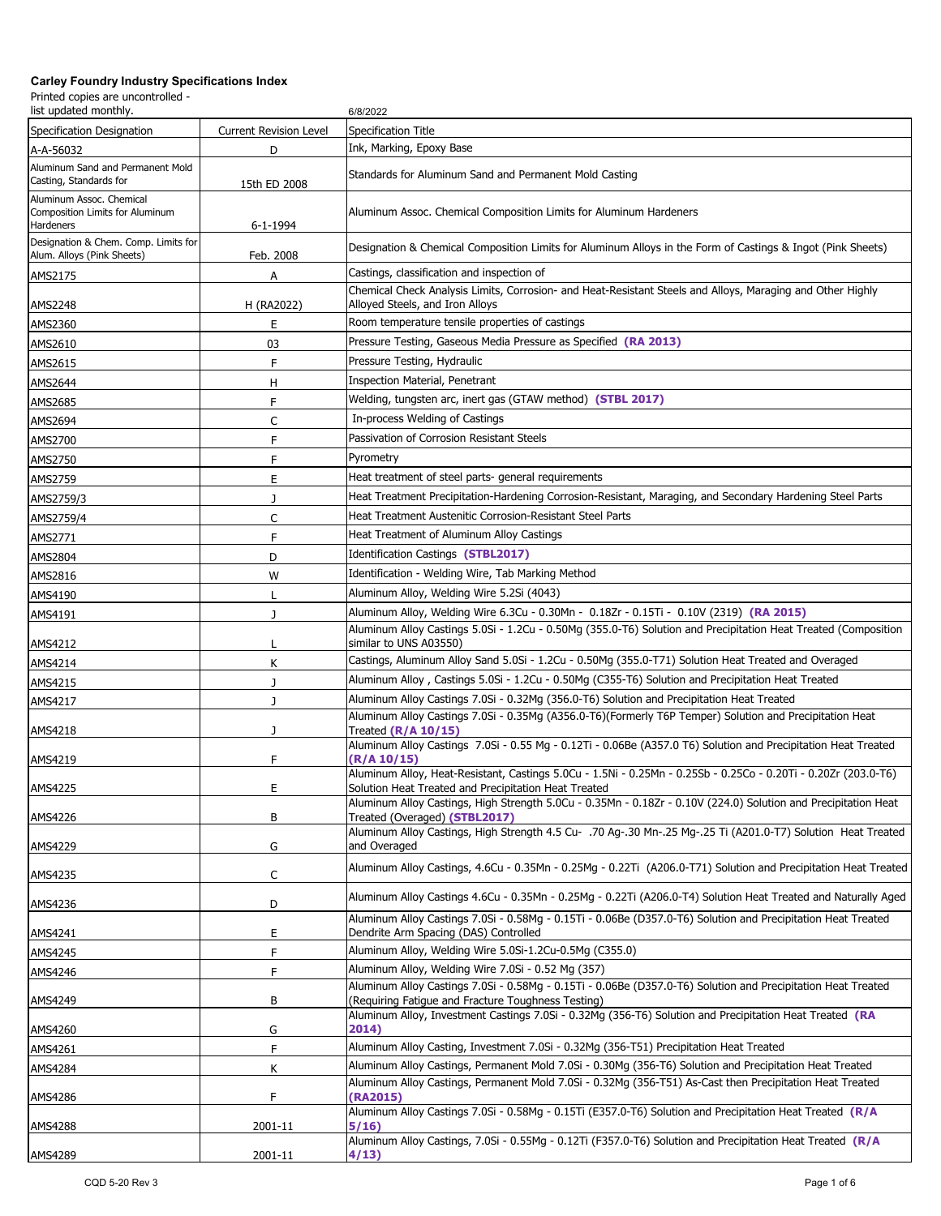**Carley Foundry Industry Specifications Index**

Printed copies are uncontrolled - list updated monthly.

6/8/2022

| Specification Designation | Current Revision Level | Specification Title |
|---|---|---|
| A-A-56032 | D | Ink, Marking, Epoxy Base |
| Aluminum Sand and Permanent Mold Casting, Standards for | 15th ED 2008 | Standards for Aluminum Sand and Permanent Mold Casting |
| Aluminum Assoc. Chemical Composition Limits for Aluminum Hardeners | 6-1-1994 | Aluminum Assoc. Chemical Composition Limits for Aluminum Hardeners |
| Designation & Chem. Comp. Limits for Alum. Alloys (Pink Sheets) | Feb. 2008 | Designation & Chemical Composition Limits for Aluminum Alloys in the Form of Castings & Ingot (Pink Sheets) |
| AMS2175 | A | Castings, classification and inspection of |
| AMS2248 | H (RA2022) | Chemical Check Analysis Limits, Corrosion- and Heat-Resistant Steels and Alloys, Maraging and Other Highly Alloyed Steels, and Iron Alloys |
| AMS2360 | E | Room temperature tensile properties of castings |
| AMS2610 | 03 | Pressure Testing, Gaseous Media Pressure as Specified **(RA 2013)** |
| AMS2615 | F | Pressure Testing, Hydraulic |
| AMS2644 | H | Inspection Material, Penetrant |
| AMS2685 | F | Welding, tungsten arc, inert gas (GTAW method) **(STBL 2017)** |
| AMS2694 | C | In-process Welding of Castings |
| AMS2700 | F | Passivation of Corrosion Resistant Steels |
| AMS2750 | F | Pyrometry |
| AMS2759 | E | Heat treatment of steel parts- general requirements |
| AMS2759/3 | J | Heat Treatment Precipitation-Hardening Corrosion-Resistant, Maraging, and Secondary Hardening Steel Parts |
| AMS2759/4 | C | Heat Treatment Austenitic Corrosion-Resistant Steel Parts |
| AMS2771 | F | Heat Treatment of Aluminum Alloy Castings |
| AMS2804 | D | Identification Castings **(STBL2017)** |
| AMS2816 | W | Identification - Welding Wire, Tab Marking Method |
| AMS4190 | L | Aluminum Alloy, Welding Wire 5.2Si (4043) |
| AMS4191 | J | Aluminum Alloy, Welding Wire 6.3Cu - 0.30Mn - 0.18Zr - 0.15Ti - 0.10V (2319) **(RA 2015)** |
| AMS4212 | L | Aluminum Alloy Castings 5.0Si - 1.2Cu - 0.50Mg (355.0-T6) Solution and Precipitation Heat Treated (Composition similar to UNS A03550) |
| AMS4214 | K | Castings, Aluminum Alloy Sand 5.0Si - 1.2Cu - 0.50Mg (355.0-T71) Solution Heat Treated and Overaged |
| AMS4215 | J | Aluminum Alloy , Castings 5.0Si - 1.2Cu - 0.50Mg (C355-T6) Solution and Precipitation Heat Treated |
| AMS4217 | J | Aluminum Alloy Castings 7.0Si - 0.32Mg (356.0-T6) Solution and Precipitation Heat Treated |
| AMS4218 | J | Aluminum Alloy Castings 7.0Si - 0.35Mg (A356.0-T6)(Formerly T6P Temper) Solution and Precipitation Heat Treated **(R/A 10/15)** |
| AMS4219 | F | Aluminum Alloy Castings 7.0Si - 0.55 Mg - 0.12Ti - 0.06Be (A357.0 T6) Solution and Precipitation Heat Treated **(R/A 10/15)** |
| AMS4225 | E | Aluminum Alloy, Heat-Resistant, Castings 5.0Cu - 1.5Ni - 0.25Mn - 0.25Sb - 0.25Co - 0.20Ti - 0.20Zr (203.0-T6) Solution Heat Treated and Precipitation Heat Treated |
| AMS4226 | B | Aluminum Alloy Castings, High Strength 5.0Cu - 0.35Mn - 0.18Zr - 0.10V (224.0) Solution and Precipitation Heat Treated (Overaged) **(STBL2017)** |
| AMS4229 | G | Aluminum Alloy Castings, High Strength 4.5 Cu- .70 Ag-.30 Mn-.25 Mg-.25 Ti (A201.0-T7) Solution Heat Treated and Overaged |
| AMS4235 | C | Aluminum Alloy Castings, 4.6Cu - 0.35Mn - 0.25Mg - 0.22Ti (A206.0-T71) Solution and Precipitation Heat Treated |
| AMS4236 | D | Aluminum Alloy Castings 4.6Cu - 0.35Mn - 0.25Mg - 0.22Ti (A206.0-T4) Solution Heat Treated and Naturally Aged |
| AMS4241 | E | Aluminum Alloy Castings 7.0Si - 0.58Mg - 0.15Ti - 0.06Be (D357.0-T6) Solution and Precipitation Heat Treated Dendrite Arm Spacing (DAS) Controlled |
| AMS4245 | F | Aluminum Alloy, Welding Wire 5.0Si-1.2Cu-0.5Mg (C355.0) |
| AMS4246 | F | Aluminum Alloy, Welding Wire 7.0Si - 0.52 Mg (357) |
| AMS4249 | B | Aluminum Alloy Castings 7.0Si - 0.58Mg - 0.15Ti - 0.06Be (D357.0-T6) Solution and Precipitation Heat Treated (Requiring Fatigue and Fracture Toughness Testing) |
| AMS4260 | G | Aluminum Alloy, Investment Castings 7.0Si - 0.32Mg (356-T6) Solution and Precipitation Heat Treated **(RA 2014)** |
| AMS4261 | F | Aluminum Alloy Casting, Investment 7.0Si - 0.32Mg (356-T51) Precipitation Heat Treated |
| AMS4284 | K | Aluminum Alloy Castings, Permanent Mold 7.0Si - 0.30Mg (356-T6) Solution and Precipitation Heat Treated |
| AMS4286 | F | Aluminum Alloy Castings, Permanent Mold 7.0Si - 0.32Mg (356-T51) As-Cast then Precipitation Heat Treated **(RA2015)** |
| AMS4288 | 2001-11 | Aluminum Alloy Castings 7.0Si - 0.58Mg - 0.15Ti (E357.0-T6) Solution and Precipitation Heat Treated **(R/A 5/16)** |
| AMS4289 | 2001-11 | Aluminum Alloy Castings, 7.0Si - 0.55Mg - 0.12Ti (F357.0-T6) Solution and Precipitation Heat Treated **(R/A 4/13)** |

CQD 5-20 Rev 3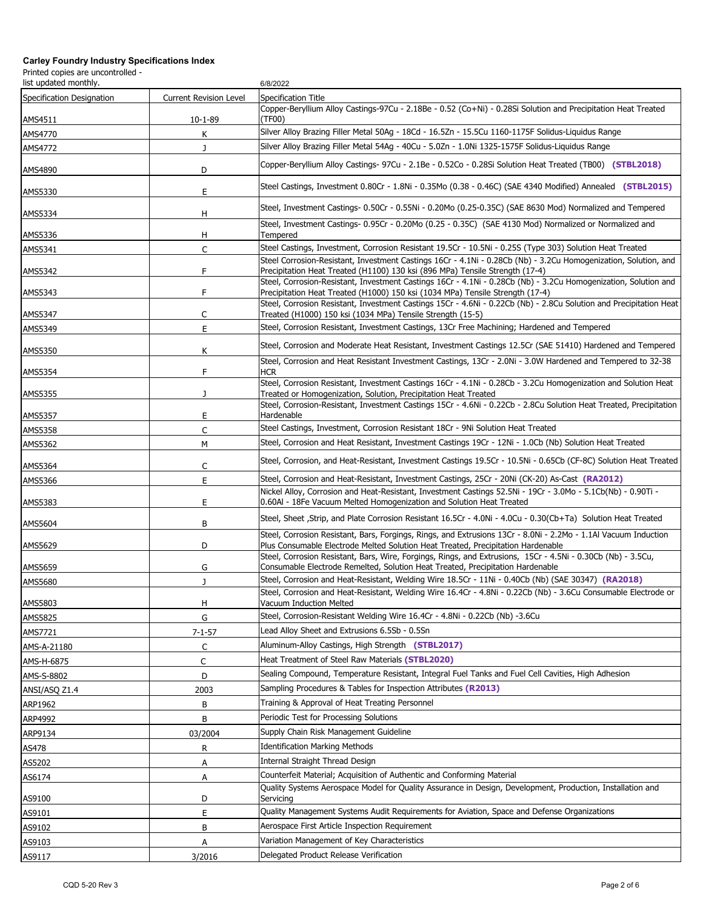**Carley Foundry Industry Specifications Index**

Printed copies are uncontrolled - list updated monthly.

6/8/2022

| Specification Designation | Current Revision Level | Specification Title |
|---|---|---|
| AMS4511 | 10-1-89 | Copper-Beryllium Alloy Castings-97Cu - 2.18Be - 0.52 (Co+Ni) - 0.28Si Solution and Precipitation Heat Treated (TF00) |
| AMS4770 | K | Silver Alloy Brazing Filler Metal 50Ag - 18Cd - 16.5Zn - 15.5Cu 1160-1175F Solidus-Liquidus Range |
| AMS4772 | J | Silver Alloy Brazing Filler Metal 54Ag - 40Cu - 5.0Zn - 1.0Ni 1325-1575F Solidus-Liquidus Range |
| AMS4890 | D | Copper-Beryllium Alloy Castings- 97Cu - 2.1Be - 0.52Co - 0.28Si Solution Heat Treated (TB00) **(STBL2018)** |
| AMS5330 | E | Steel Castings, Investment 0.80Cr - 1.8Ni - 0.35Mo (0.38 - 0.46C) (SAE 4340 Modified) Annealed **(STBL2015)** |
| AMS5334 | H | Steel, Investment Castings- 0.50Cr - 0.55Ni - 0.20Mo (0.25-0.35C) (SAE 8630 Mod) Normalized and Tempered |
| AMS5336 | H | Steel, Investment Castings- 0.95Cr - 0.20Mo (0.25 - 0.35C) (SAE 4130 Mod) Normalized or Normalized and Tempered |
| AMS5341 | C | Steel Castings, Investment, Corrosion Resistant 19.5Cr - 10.5Ni - 0.25S (Type 303) Solution Heat Treated |
| AMS5342 | F | Steel Corrosion-Resistant, Investment Castings 16Cr - 4.1Ni - 0.28Cb (Nb) - 3.2Cu Homogenization, Solution, and Precipitation Heat Treated (H1100) 130 ksi (896 MPa) Tensile Strength (17-4) |
| AMS5343 | F | Steel, Corrosion-Resistant, Investment Castings 16Cr - 4.1Ni - 0.28Cb (Nb) - 3.2Cu Homogenization, Solution and Precipitation Heat Treated (H1000) 150 ksi (1034 MPa) Tensile Strength (17-4) |
| AMS5347 | C | Steel, Corrosion Resistant, Investment Castings 15Cr - 4.6Ni - 0.22Cb (Nb) - 2.8Cu Solution and Precipitation Heat Treated (H1000) 150 ksi (1034 MPa) Tensile Strength (15-5) |
| AMS5349 | E | Steel, Corrosion Resistant, Investment Castings, 13Cr Free Machining; Hardened and Tempered |
| AMS5350 | K | Steel, Corrosion and Moderate Heat Resistant, Investment Castings 12.5Cr (SAE 51410) Hardened and Tempered |
| AMS5354 | F | Steel, Corrosion and Heat Resistant Investment Castings, 13Cr - 2.0Ni - 3.0W Hardened and Tempered to 32-38 HCR |
| AMS5355 | J | Steel, Corrosion Resistant, Investment Castings 16Cr - 4.1Ni - 0.28Cb - 3.2Cu Homogenization and Solution Heat Treated or Homogenization, Solution, Precipitation Heat Treated |
| AMS5357 | E | Steel, Corrosion-Resistant, Investment Castings 15Cr - 4.6Ni - 0.22Cb - 2.8Cu Solution Heat Treated, Precipitation Hardenable |
| AMS5358 | C | Steel Castings, Investment, Corrosion Resistant 18Cr - 9Ni Solution Heat Treated |
| AMS5362 | M | Steel, Corrosion and Heat Resistant, Investment Castings 19Cr - 12Ni - 1.0Cb (Nb) Solution Heat Treated |
| AMS5364 | C | Steel, Corrosion, and Heat-Resistant, Investment Castings 19.5Cr - 10.5Ni - 0.65Cb (CF-8C) Solution Heat Treated |
| AMS5366 | E | Steel, Corrosion and Heat-Resistant, Investment Castings, 25Cr - 20Ni (CK-20) As-Cast **(RA2012)** |
| AMS5383 | E | Nickel Alloy, Corrosion and Heat-Resistant, Investment Castings 52.5Ni - 19Cr - 3.0Mo - 5.1Cb(Nb) - 0.90Ti - 0.60Al - 18Fe Vacuum Melted Homogenization and Solution Heat Treated |
| AMS5604 | B | Steel, Sheet ,Strip, and Plate Corrosion Resistant 16.5Cr - 4.0Ni - 4.0Cu - 0.30(Cb+Ta) Solution Heat Treated |
| AMS5629 | D | Steel, Corrosion Resistant, Bars, Forgings, Rings, and Extrusions 13Cr - 8.0Ni - 2.2Mo - 1.1Al Vacuum Induction Plus Consumable Electrode Melted Solution Heat Treated, Precipitation Hardenable |
| AMS5659 | G | Steel, Corrosion Resistant, Bars, Wire, Forgings, Rings, and Extrusions, 15Cr - 4.5Ni - 0.30Cb (Nb) - 3.5Cu, Consumable Electrode Remelted, Solution Heat Treated, Precipitation Hardenable |
| AMS5680 | J | Steel, Corrosion and Heat-Resistant, Welding Wire 18.5Cr - 11Ni - 0.40Cb (Nb) (SAE 30347) **(RA2018)** |
| AMS5803 | H | Steel, Corrosion and Heat-Resistant, Welding Wire 16.4Cr - 4.8Ni - 0.22Cb (Nb) - 3.6Cu Consumable Electrode or Vacuum Induction Melted |
| AMS5825 | G | Steel, Corrosion-Resistant Welding Wire 16.4Cr - 4.8Ni - 0.22Cb (Nb) -3.6Cu |
| AMS7721 | 7-1-57 | Lead Alloy Sheet and Extrusions 6.5Sb - 0.5Sn |
| AMS-A-21180 | C | Aluminum-Alloy Castings, High Strength **(STBL2017)** |
| AMS-H-6875 | C | Heat Treatment of Steel Raw Materials **(STBL2020)** |
| AMS-S-8802 | D | Sealing Compound, Temperature Resistant, Integral Fuel Tanks and Fuel Cell Cavities, High Adhesion |
| ANSI/ASQ Z1.4 | 2003 | Sampling Procedures & Tables for Inspection Attributes **(R2013)** |
| ARP1962 | B | Training & Approval of Heat Treating Personnel |
| ARP4992 | B | Periodic Test for Processing Solutions |
| ARP9134 | 03/2004 | Supply Chain Risk Management Guideline |
| AS478 | R | Identification Marking Methods |
| AS5202 | A | Internal Straight Thread Design |
| AS6174 | A | Counterfeit Material; Acquisition of Authentic and Conforming Material |
| AS9100 | D | Quality Systems Aerospace Model for Quality Assurance in Design, Development, Production, Installation and Servicing |
| AS9101 | E | Quality Management Systems Audit Requirements for Aviation, Space and Defense Organizations |
| AS9102 | B | Aerospace First Article Inspection Requirement |
| AS9103 | A | Variation Management of Key Characteristics |
| AS9117 | 3/2016 | Delegated Product Release Verification |

CQD 5-20 Rev 3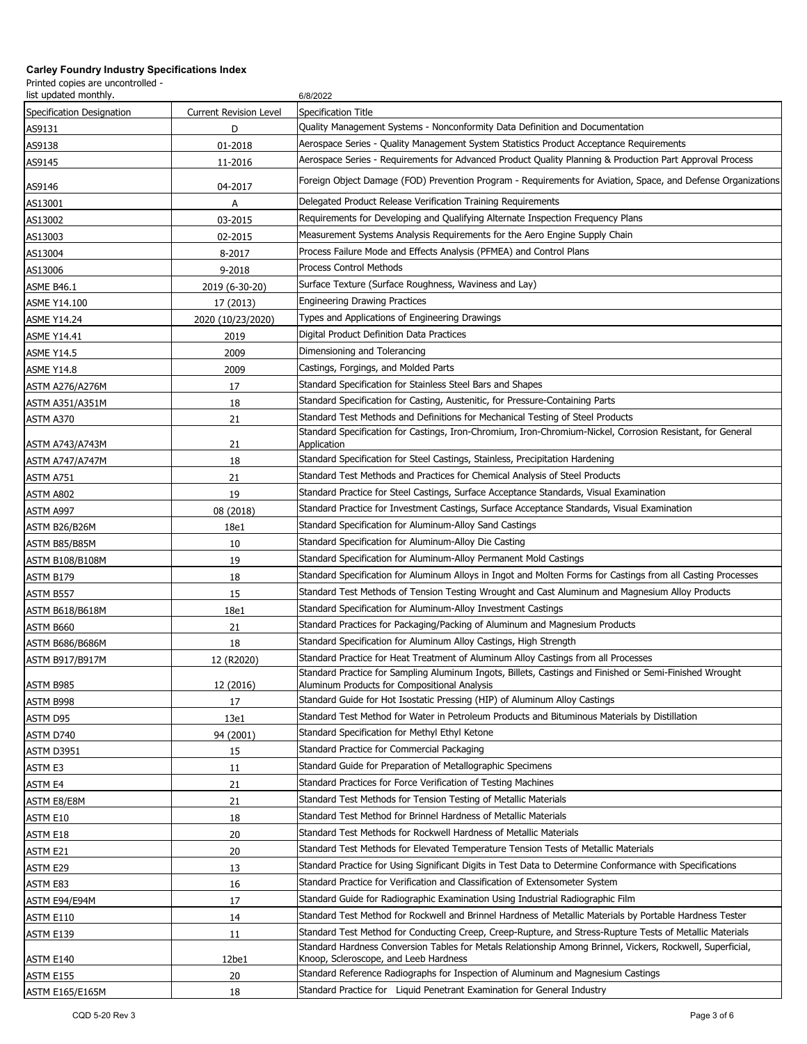**Carley Foundry Industry Specifications Index**

Printed copies are uncontrolled - list updated monthly.

6/8/2022

| Specification Designation | Current Revision Level | Specification Title |
|---|---|---|
| AS9131 | D | Quality Management Systems - Nonconformity Data Definition and Documentation |
| AS9138 | 01-2018 | Aerospace Series - Quality Management System Statistics Product Acceptance Requirements |
| AS9145 | 11-2016 | Aerospace Series - Requirements for Advanced Product Quality Planning & Production Part Approval Process |
| AS9146 | 04-2017 | Foreign Object Damage (FOD) Prevention Program - Requirements for Aviation, Space, and Defense Organizations |
| AS13001 | A | Delegated Product Release Verification Training Requirements |
| AS13002 | 03-2015 | Requirements for Developing and Qualifying Alternate Inspection Frequency Plans |
| AS13003 | 02-2015 | Measurement Systems Analysis Requirements for the Aero Engine Supply Chain |
| AS13004 | 8-2017 | Process Failure Mode and Effects Analysis (PFMEA) and Control Plans |
| AS13006 | 9-2018 | Process Control Methods |
| ASME B46.1 | 2019 (6-30-20) | Surface Texture (Surface Roughness, Waviness and Lay) |
| ASME Y14.100 | 17 (2013) | Engineering Drawing Practices |
| ASME Y14.24 | 2020 (10/23/2020) | Types and Applications of Engineering Drawings |
| ASME Y14.41 | 2019 | Digital Product Definition Data Practices |
| ASME Y14.5 | 2009 | Dimensioning and Tolerancing |
| ASME Y14.8 | 2009 | Castings, Forgings, and Molded Parts |
| ASTM A276/A276M | 17 | Standard Specification for Stainless Steel Bars and Shapes |
| ASTM A351/A351M | 18 | Standard Specification for Casting, Austenitic, for Pressure-Containing Parts |
| ASTM A370 | 21 | Standard Test Methods and Definitions for Mechanical Testing of Steel Products |
| ASTM A743/A743M | 21 | Standard Specification for Castings, Iron-Chromium, Iron-Chromium-Nickel, Corrosion Resistant, for General Application |
| ASTM A747/A747M | 18 | Standard Specification for Steel Castings, Stainless, Precipitation Hardening |
| ASTM A751 | 21 | Standard Test Methods and Practices for Chemical Analysis of Steel Products |
| ASTM A802 | 19 | Standard Practice for Steel Castings, Surface Acceptance Standards, Visual Examination |
| ASTM A997 | 08 (2018) | Standard Practice for Investment Castings, Surface Acceptance Standards, Visual Examination |
| ASTM B26/B26M | 18e1 | Standard Specification for Aluminum-Alloy Sand Castings |
| ASTM B85/B85M | 10 | Standard Specification for Aluminum-Alloy Die Casting |
| ASTM B108/B108M | 19 | Standard Specification for Aluminum-Alloy Permanent Mold Castings |
| ASTM B179 | 18 | Standard Specification for Aluminum Alloys in Ingot and Molten Forms for Castings from all Casting Processes |
| ASTM B557 | 15 | Standard Test Methods of Tension Testing Wrought and Cast Aluminum and Magnesium Alloy Products |
| ASTM B618/B618M | 18e1 | Standard Specification for Aluminum-Alloy Investment Castings |
| ASTM B660 | 21 | Standard Practices for Packaging/Packing of Aluminum and Magnesium Products |
| ASTM B686/B686M | 18 | Standard Specification for Aluminum Alloy Castings, High Strength |
| ASTM B917/B917M | 12 (R2020) | Standard Practice for Heat Treatment of Aluminum Alloy Castings from all Processes |
| ASTM B985 | 12 (2016) | Standard Practice for Sampling Aluminum Ingots, Billets, Castings and Finished or Semi-Finished Wrought Aluminum Products for Compositional Analysis |
| ASTM B998 | 17 | Standard Guide for Hot Isostatic Pressing (HIP) of Aluminum Alloy Castings |
| ASTM D95 | 13e1 | Standard Test Method for Water in Petroleum Products and Bituminous Materials by Distillation |
| ASTM D740 | 94 (2001) | Standard Specification for Methyl Ethyl Ketone |
| ASTM D3951 | 15 | Standard Practice for Commercial Packaging |
| ASTM E3 | 11 | Standard Guide for Preparation of Metallographic Specimens |
| ASTM E4 | 21 | Standard Practices for Force Verification of Testing Machines |
| ASTM E8/E8M | 21 | Standard Test Methods for Tension Testing of Metallic Materials |
| ASTM E10 | 18 | Standard Test Method for Brinnel Hardness of Metallic Materials |
| ASTM E18 | 20 | Standard Test Methods for Rockwell Hardness of Metallic Materials |
| ASTM E21 | 20 | Standard Test Methods for Elevated Temperature Tension Tests of Metallic Materials |
| ASTM E29 | 13 | Standard Practice for Using Significant Digits in Test Data to Determine Conformance with Specifications |
| ASTM E83 | 16 | Standard Practice for Verification and Classification of Extensometer System |
| ASTM E94/E94M | 17 | Standard Guide for Radiographic Examination Using Industrial Radiographic Film |
| ASTM E110 | 14 | Standard Test Method for Rockwell and Brinnel Hardness of Metallic Materials by Portable Hardness Tester |
| ASTM E139 | 11 | Standard Test Method for Conducting Creep, Creep-Rupture, and Stress-Rupture Tests of Metallic Materials |
| ASTM E140 | 12be1 | Standard Hardness Conversion Tables for Metals Relationship Among Brinnel, Vickers, Rockwell, Superficial, Knoop, Scleroscope, and Leeb Hardness |
| ASTM E155 | 20 | Standard Reference Radiographs for Inspection of Aluminum and Magnesium Castings |
| ASTM E165/E165M | 18 | Standard Practice for Liquid Penetrant Examination for General Industry |

CQD 5-20 Rev 3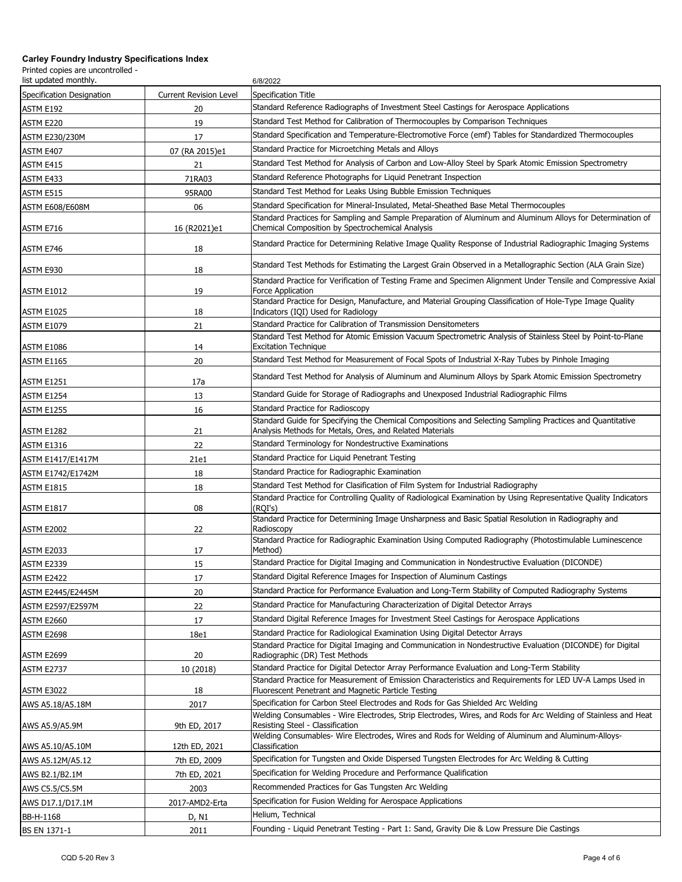**Carley Foundry Industry Specifications Index**

Printed copies are uncontrolled - list updated monthly.

6/8/2022

| Specification Designation | Current Revision Level | Specification Title |
|---|---|---|
| ASTM E192 | 20 | Standard Reference Radiographs of Investment Steel Castings for Aerospace Applications |
| ASTM E220 | 19 | Standard Test Method for Calibration of Thermocouples by Comparison Techniques |
| ASTM E230/230M | 17 | Standard Specification and Temperature-Electromotive Force (emf) Tables for Standardized Thermocouples |
| ASTM E407 | 07 (RA 2015)e1 | Standard Practice for Microetching Metals and Alloys |
| ASTM E415 | 21 | Standard Test Method for Analysis of Carbon and Low-Alloy Steel by Spark Atomic Emission Spectrometry |
| ASTM E433 | 71RA03 | Standard Reference Photographs for Liquid Penetrant Inspection |
| ASTM E515 | 95RA00 | Standard Test Method for Leaks Using Bubble Emission Techniques |
| ASTM E608/E608M | 06 | Standard Specification for Mineral-Insulated, Metal-Sheathed Base Metal Thermocouples |
| ASTM E716 | 16 (R2021)e1 | Standard Practices for Sampling and Sample Preparation of Aluminum and Aluminum Alloys for Determination of Chemical Composition by Spectrochemical Analysis |
| ASTM E746 | 18 | Standard Practice for Determining Relative Image Quality Response of Industrial Radiographic Imaging Systems |
| ASTM E930 | 18 | Standard Test Methods for Estimating the Largest Grain Observed in a Metallographic Section (ALA Grain Size) |
| ASTM E1012 | 19 | Standard Practice for Verification of Testing Frame and Specimen Alignment Under Tensile and Compressive Axial Force Application |
| ASTM E1025 | 18 | Standard Practice for Design, Manufacture, and Material Grouping Classification of Hole-Type Image Quality Indicators (IQI) Used for Radiology |
| ASTM E1079 | 21 | Standard Practice for Calibration of Transmission Densitometers |
| ASTM E1086 | 14 | Standard Test Method for Atomic Emission Vacuum Spectrometric Analysis of Stainless Steel by Point-to-Plane Excitation Technique |
| ASTM E1165 | 20 | Standard Test Method for Measurement of Focal Spots of Industrial X-Ray Tubes by Pinhole Imaging |
| ASTM E1251 | 17a | Standard Test Method for Analysis of Aluminum and Aluminum Alloys by Spark Atomic Emission Spectrometry |
| ASTM E1254 | 13 | Standard Guide for Storage of Radiographs and Unexposed Industrial Radiographic Films |
| ASTM E1255 | 16 | Standard Practice for Radioscopy |
| ASTM E1282 | 21 | Standard Guide for Specifying the Chemical Compositions and Selecting Sampling Practices and Quantitative Analysis Methods for Metals, Ores, and Related Materials |
| ASTM E1316 | 22 | Standard Terminology for Nondestructive Examinations |
| ASTM E1417/E1417M | 21e1 | Standard Practice for Liquid Penetrant Testing |
| ASTM E1742/E1742M | 18 | Standard Practice for Radiographic Examination |
| ASTM E1815 | 18 | Standard Test Method for Clasification of Film System for Industrial Radiography |
| ASTM E1817 | 08 | Standard Practice for Controlling Quality of Radiological Examination by Using Representative Quality Indicators (RQI's) |
| ASTM E2002 | 22 | Standard Practice for Determining Image Unsharpness and Basic Spatial Resolution in Radiography and Radioscopy |
| ASTM E2033 | 17 | Standard Practice for Radiographic Examination Using Computed Radiography (Photostimulable Luminescence Method) |
| ASTM E2339 | 15 | Standard Practice for Digital Imaging and Communication in Nondestructive Evaluation (DICONDE) |
| ASTM E2422 | 17 | Standard Digital Reference Images for Inspection of Aluminum Castings |
| ASTM E2445/E2445M | 20 | Standard Practice for Performance Evaluation and Long-Term Stability of Computed Radiography Systems |
| ASTM E2597/E2597M | 22 | Standard Practice for Manufacturing Characterization of Digital Detector Arrays |
| ASTM E2660 | 17 | Standard Digital Reference Images for Investment Steel Castings for Aerospace Applications |
| ASTM E2698 | 18e1 | Standard Practice for Radiological Examination Using Digital Detector Arrays |
| ASTM E2699 | 20 | Standard Practice for Digital Imaging and Communication in Nondestructive Evaluation (DICONDE) for Digital Radiographic (DR) Test Methods |
| ASTM E2737 | 10 (2018) | Standard Practice for Digital Detector Array Performance Evaluation and Long-Term Stability |
| ASTM E3022 | 18 | Standard Practice for Measurement of Emission Characteristics and Requirements for LED UV-A Lamps Used in Fluorescent Penetrant and Magnetic Particle Testing |
| AWS A5.18/A5.18M | 2017 | Specification for Carbon Steel Electrodes and Rods for Gas Shielded Arc Welding |
| AWS A5.9/A5.9M | 9th ED, 2017 | Welding Consumables - Wire Electrodes, Strip Electrodes, Wires, and Rods for Arc Welding of Stainless and Heat Resisting Steel - Classification |
| AWS A5.10/A5.10M | 12th ED, 2021 | Welding Consumables- Wire Electrodes, Wires and Rods for Welding of Aluminum and Aluminum-Alloys- Classification |
| AWS A5.12M/A5.12 | 7th ED, 2009 | Specification for Tungsten and Oxide Dispersed Tungsten Electrodes for Arc Welding & Cutting |
| AWS B2.1/B2.1M | 7th ED, 2021 | Specification for Welding Procedure and Performance Qualification |
| AWS C5.5/C5.5M | 2003 | Recommended Practices for Gas Tungsten Arc Welding |
| AWS D17.1/D17.1M | 2017-AMD2-Erta | Specification for Fusion Welding for Aerospace Applications |
| BB-H-1168 | D, N1 | Helium, Technical |
| BS EN 1371-1 | 2011 | Founding - Liquid Penetrant Testing - Part 1: Sand, Gravity Die & Low Pressure Die Castings |

CQD 5-20 Rev 3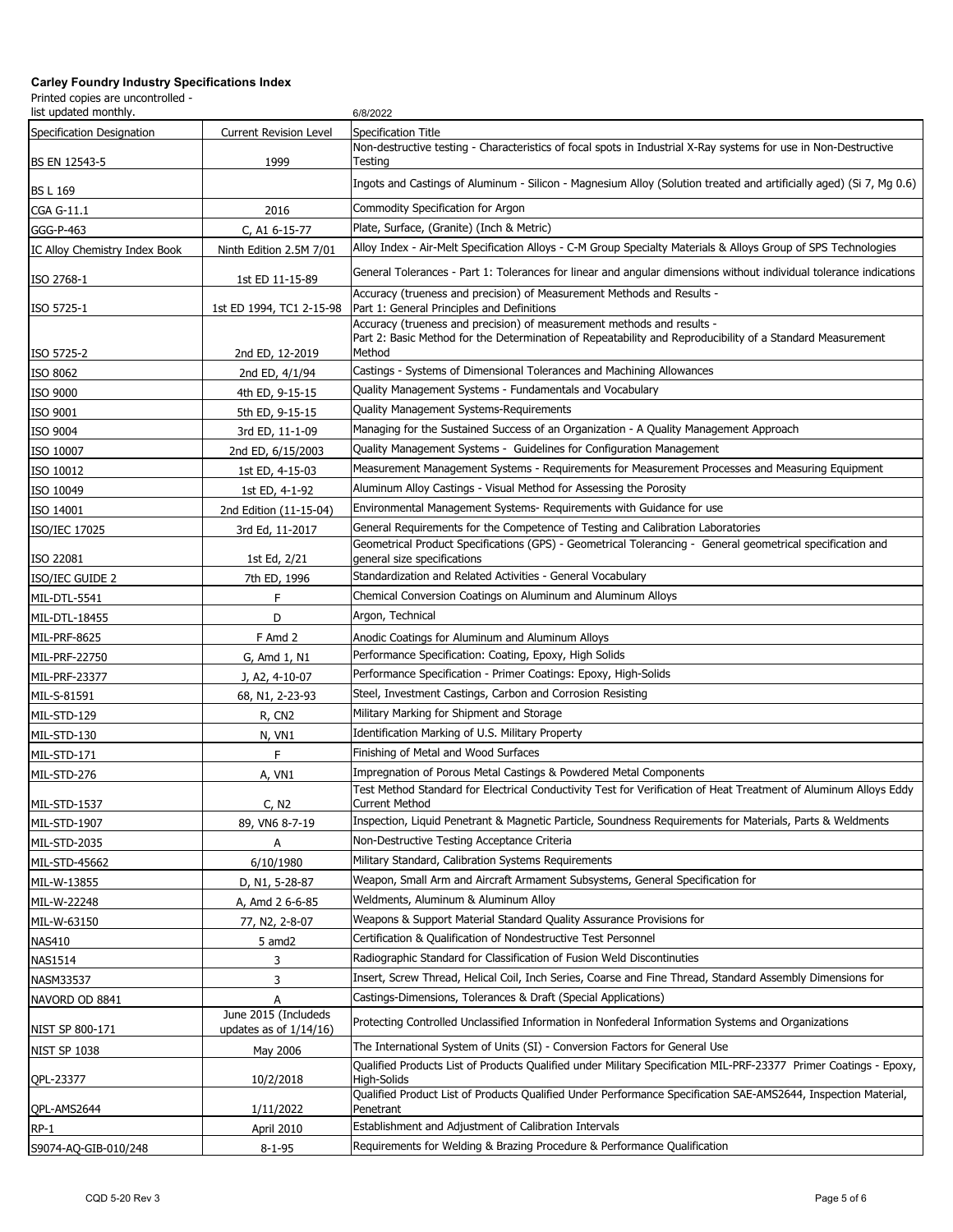**Carley Foundry Industry Specifications Index**

Printed copies are uncontrolled - list updated monthly.

6/8/2022

| Specification Designation | Current Revision Level | Specification Title |
|---|---|---|
| BS EN 12543-5 | 1999 | Non-destructive testing - Characteristics of focal spots in Industrial X-Ray systems for use in Non-Destructive Testing |
| BS L 169 | | Ingots and Castings of Aluminum - Silicon - Magnesium Alloy (Solution treated and artificially aged) (Si 7, Mg 0.6) |
| CGA G-11.1 | 2016 | Commodity Specification for Argon |
| GGG-P-463 | C, A1 6-15-77 | Plate, Surface, (Granite) (Inch & Metric) |
| IC Alloy Chemistry Index Book | Ninth Edition 2.5M 7/01 | Alloy Index - Air-Melt Specification Alloys - C-M Group Specialty Materials & Alloys Group of SPS Technologies |
| ISO 2768-1 | 1st ED 11-15-89 | General Tolerances - Part 1: Tolerances for linear and angular dimensions without individual tolerance indications |
| ISO 5725-1 | 1st ED 1994, TC1 2-15-98 | Accuracy (trueness and precision) of Measurement Methods and Results - Part 1: General Principles and Definitions |
| ISO 5725-2 | 2nd ED, 12-2019 | Accuracy (trueness and precision) of measurement methods and results - Part 2: Basic Method for the Determination of Repeatability and Reproducibility of a Standard Measurement Method |
| ISO 8062 | 2nd ED, 4/1/94 | Castings - Systems of Dimensional Tolerances and Machining Allowances |
| ISO 9000 | 4th ED, 9-15-15 | Quality Management Systems - Fundamentals and Vocabulary |
| ISO 9001 | 5th ED, 9-15-15 | Quality Management Systems-Requirements |
| ISO 9004 | 3rd ED, 11-1-09 | Managing for the Sustained Success of an Organization - A Quality Management Approach |
| ISO 10007 | 2nd ED, 6/15/2003 | Quality Management Systems - Guidelines for Configuration Management |
| ISO 10012 | 1st ED, 4-15-03 | Measurement Management Systems - Requirements for Measurement Processes and Measuring Equipment |
| ISO 10049 | 1st ED, 4-1-92 | Aluminum Alloy Castings - Visual Method for Assessing the Porosity |
| ISO 14001 | 2nd Edition (11-15-04) | Environmental Management Systems- Requirements with Guidance for use |
| ISO/IEC 17025 | 3rd Ed, 11-2017 | General Requirements for the Competence of Testing and Calibration Laboratories |
| ISO 22081 | 1st Ed, 2/21 | Geometrical Product Specifications (GPS) - Geometrical Tolerancing - General geometrical specification and general size specifications |
| ISO/IEC GUIDE 2 | 7th ED, 1996 | Standardization and Related Activities - General Vocabulary |
| MIL-DTL-5541 | F | Chemical Conversion Coatings on Aluminum and Aluminum Alloys |
| MIL-DTL-18455 | D | Argon, Technical |
| MIL-PRF-8625 | F Amd 2 | Anodic Coatings for Aluminum and Aluminum Alloys |
| MIL-PRF-22750 | G, Amd 1, N1 | Performance Specification: Coating, Epoxy, High Solids |
| MIL-PRF-23377 | J, A2, 4-10-07 | Performance Specification - Primer Coatings: Epoxy, High-Solids |
| MIL-S-81591 | 68, N1, 2-23-93 | Steel, Investment Castings, Carbon and Corrosion Resisting |
| MIL-STD-129 | R, CN2 | Military Marking for Shipment and Storage |
| MIL-STD-130 | N, VN1 | Identification Marking of U.S. Military Property |
| MIL-STD-171 | F | Finishing of Metal and Wood Surfaces |
| MIL-STD-276 | A, VN1 | Impregnation of Porous Metal Castings & Powdered Metal Components |
| MIL-STD-1537 | C, N2 | Test Method Standard for Electrical Conductivity Test for Verification of Heat Treatment of Aluminum Alloys Eddy Current Method |
| MIL-STD-1907 | 89, VN6 8-7-19 | Inspection, Liquid Penetrant & Magnetic Particle, Soundness Requirements for Materials, Parts & Weldments |
| MIL-STD-2035 | A | Non-Destructive Testing Acceptance Criteria |
| MIL-STD-45662 | 6/10/1980 | Military Standard, Calibration Systems Requirements |
| MIL-W-13855 | D, N1, 5-28-87 | Weapon, Small Arm and Aircraft Armament Subsystems, General Specification for |
| MIL-W-22248 | A, Amd 2 6-6-85 | Weldments, Aluminum & Aluminum Alloy |
| MIL-W-63150 | 77, N2, 2-8-07 | Weapons & Support Material Standard Quality Assurance Provisions for |
| NAS410 | 5 amd2 | Certification & Qualification of Nondestructive Test Personnel |
| NAS1514 | 3 | Radiographic Standard for Classification of Fusion Weld Discontinuties |
| NASM33537 | 3 | Insert, Screw Thread, Helical Coil, Inch Series, Coarse and Fine Thread, Standard Assembly Dimensions for |
| NAVORD OD 8841 | A | Castings-Dimensions, Tolerances & Draft (Special Applications) |
| NIST SP 800-171 | June 2015 (Includeds updates as of 1/14/16) | Protecting Controlled Unclassified Information in Nonfederal Information Systems and Organizations |
| NIST SP 1038 | May 2006 | The International System of Units (SI) - Conversion Factors for General Use |
| QPL-23377 | 10/2/2018 | Qualified Products List of Products Qualified under Military Specification MIL-PRF-23377 Primer Coatings - Epoxy, High-Solids |
| QPL-AMS2644 | 1/11/2022 | Qualified Product List of Products Qualified Under Performance Specification SAE-AMS2644, Inspection Material, Penetrant |
| RP-1 | April 2010 | Establishment and Adjustment of Calibration Intervals |
| S9074-AQ-GIB-010/248 | 8-1-95 | Requirements for Welding & Brazing Procedure & Performance Qualification |

CQD 5-20 Rev 3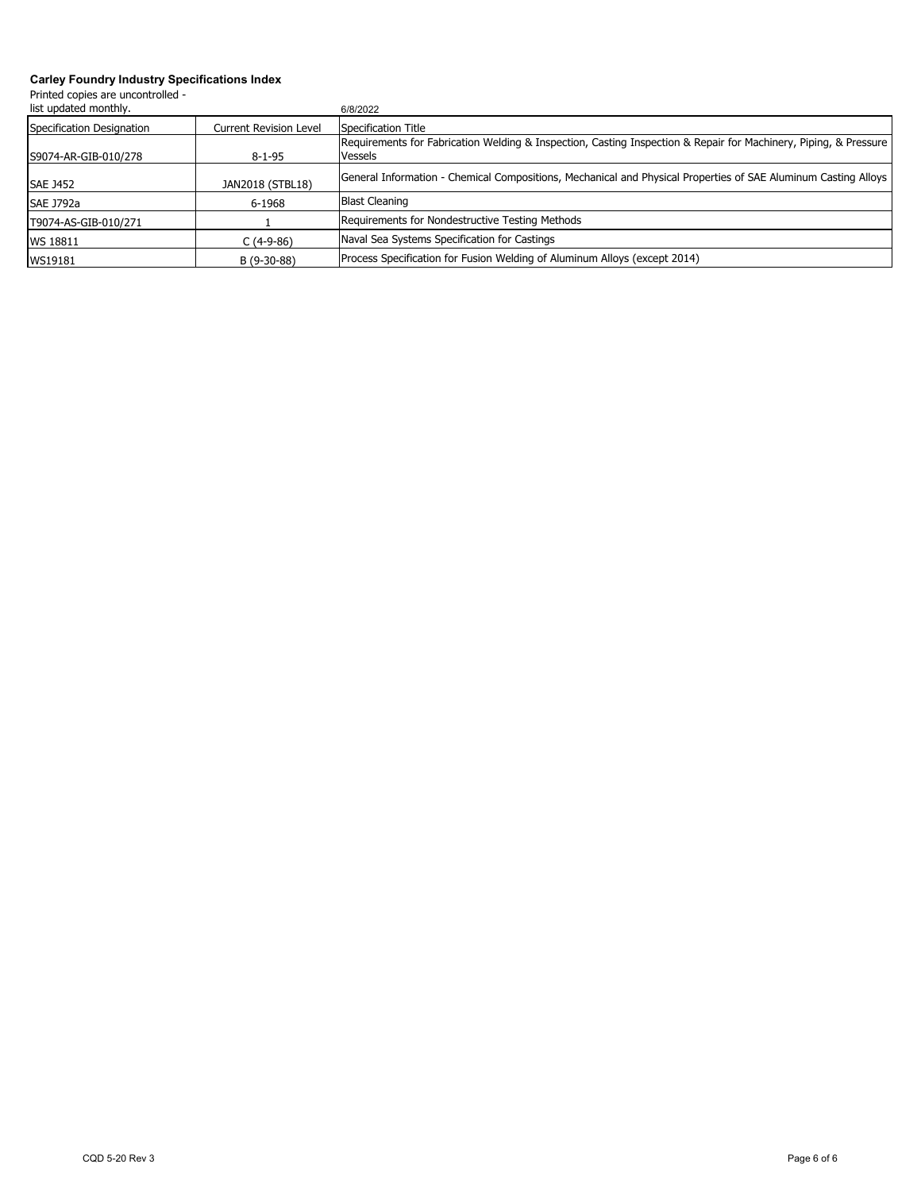**Carley Foundry Industry Specifications Index**

Printed copies are uncontrolled - list updated monthly.

6/8/2022

| Specification Designation | Current Revision Level | Specification Title |
|---|---|---|
| S9074-AR-GIB-010/278 | 8-1-95 | Requirements for Fabrication Welding & Inspection, Casting Inspection & Repair for Machinery, Piping, & Pressure Vessels |
| SAE J452 | JAN2018 (STBL18) | General Information - Chemical Compositions, Mechanical and Physical Properties of SAE Aluminum Casting Alloys |
| SAE J792a | 6-1968 | Blast Cleaning |
| T9074-AS-GIB-010/271 | 1 | Requirements for Nondestructive Testing Methods |
| WS 18811 | C (4-9-86) | Naval Sea Systems Specification for Castings |
| WS19181 | B (9-30-88) | Process Specification for Fusion Welding of Aluminum Alloys (except 2014) |

CQD 5-20 Rev 3